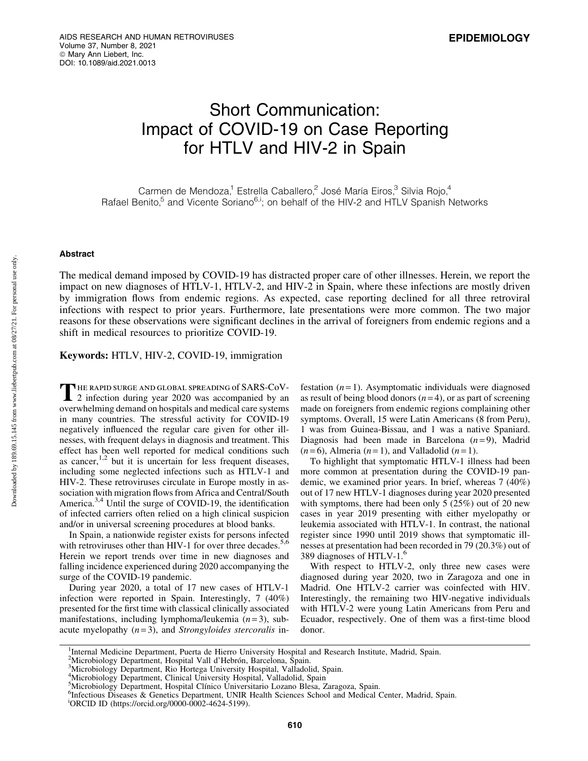# Short Communication: Impact of COVID-19 on Case Reporting for HTLV and HIV-2 in Spain

Carmen de Mendoza,[1] Estrella Caballero,[2] José María Eiros,[3] Silvia Rojo,[4] Rafael Benito,[5] and Vicente Soriano[6,i]; on behalf of the HIV-2 and HTLV Spanish Networks

## Abstract

The medical demand imposed by COVID-19 has distracted proper care of other illnesses. Herein, we report the impact on new diagnoses of HTLV-1, HTLV-2, and HIV-2 in Spain, where these infections are mostly driven by immigration flows from endemic regions. As expected, case reporting declined for all three retroviral infections with respect to prior years. Furthermore, late presentations were more common. The two major reasons for these observations were significant declines in the arrival of foreigners from endemic regions and a shift in medical resources to prioritize COVID-19.

**Keywords:** HTLV, HIV-2, COVID-19, immigration

THE RAPID SURGE AND GLOBAL SPREADING of SARS-CoV-2 infection during year 2020 was accompanied by an overwhelming demand on hospitals and medical care systems in many countries. The stressful activity for COVID-19 negatively influenced the regular care given for other illnesses, with frequent delays in diagnosis and treatment. This effect has been well reported for medical conditions such as cancer,[1,2] but it is uncertain for less frequent diseases, including some neglected infections such as HTLV-1 and HIV-2. These retroviruses circulate in Europe mostly in association with migration flows from Africa and Central/South America.[3,4] Until the surge of COVID-19, the identification of infected carriers often relied on a high clinical suspicion and/or in universal screening procedures at blood banks.

In Spain, a nationwide register exists for persons infected with retroviruses other than HIV-1 for over three decades.[5,6] Herein we report trends over time in new diagnoses and falling incidence experienced during 2020 accompanying the surge of the COVID-19 pandemic.

During year 2020, a total of 17 new cases of HTLV-1 infection were reported in Spain. Interestingly, 7 (40%) presented for the first time with classical clinically associated manifestations, including lymphoma/leukemia ($n=3$), subacute myelopathy ($n=3$), and *Strongyloides stercoralis* infestation ($n=1$). Asymptomatic individuals were diagnosed as result of being blood donors ($n=4$), or as part of screening made on foreigners from endemic regions complaining other symptoms. Overall, 15 were Latin Americans (8 from Peru), 1 was from Guinea-Bissau, and 1 was a native Spaniard. Diagnosis had been made in Barcelona ($n=9$), Madrid ($n=6$), Almeria ($n=1$), and Valladolid ($n=1$).

To highlight that symptomatic HTLV-1 illness had been more common at presentation during the COVID-19 pandemic, we examined prior years. In brief, whereas 7 (40%) out of 17 new HTLV-1 diagnoses during year 2020 presented with symptoms, there had been only 5 (25%) out of 20 new cases in year 2019 presenting with either myelopathy or leukemia associated with HTLV-1. In contrast, the national register since 1990 until 2019 shows that symptomatic illnesses at presentation had been recorded in 79 (20.3%) out of 389 diagnoses of HTLV-1.[6]

With respect to HTLV-2, only three new cases were diagnosed during year 2020, two in Zaragoza and one in Madrid. One HTLV-2 carrier was coinfected with HIV. Interestingly, the remaining two HIV-negative individuals with HTLV-2 were young Latin Americans from Peru and Ecuador, respectively. One of them was a first-time blood donor.

---

[1]Internal Medicine Department, Puerta de Hierro University Hospital and Research Institute, Madrid, Spain.
[2]Microbiology Department, Hospital Vall d'Hebrón, Barcelona, Spain.
[3]Microbiology Department, Rio Hortega University Hospital, Valladolid, Spain.
[4]Microbiology Department, Clinical University Hospital, Valladolid, Spain
[5]Microbiology Department, Hospital Clínico Universitario Lozano Blesa, Zaragoza, Spain.
[6]Infectious Diseases & Genetics Department, UNIR Health Sciences School and Medical Center, Madrid, Spain.
[i]ORCID ID (https://orcid.org/0000-0002-4624-5199).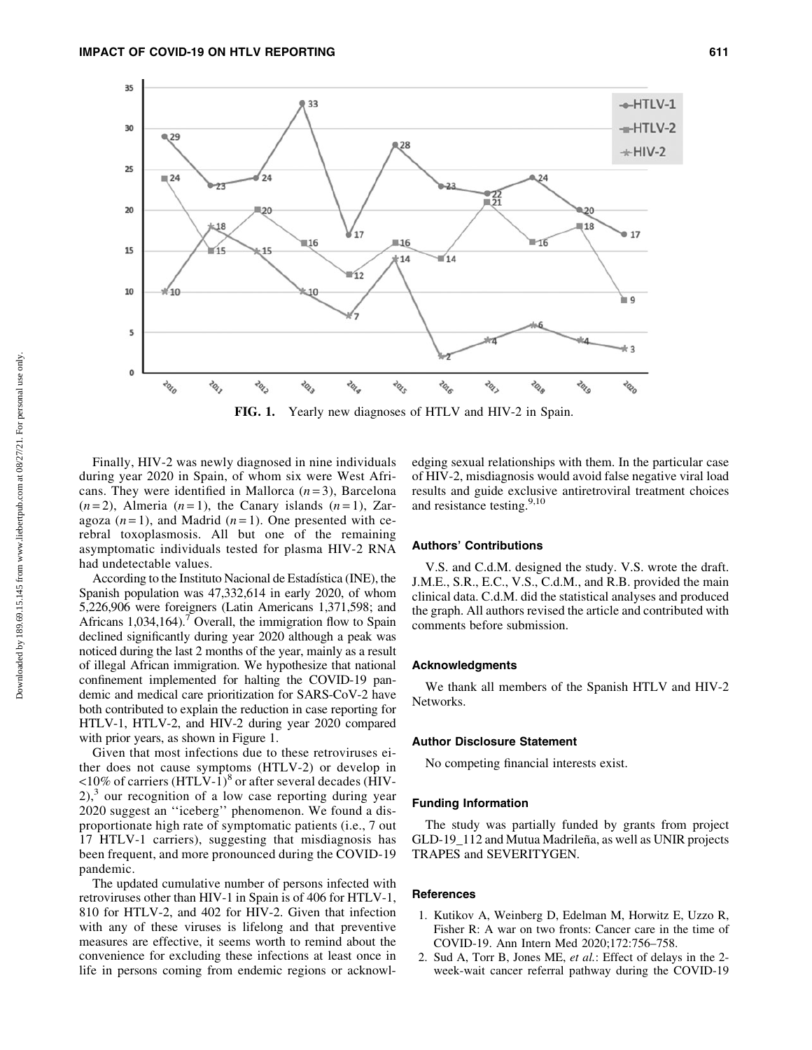FIG. 1. Yearly new diagnoses of HTLV and HIV-2 in Spain.

Finally, HIV-2 was newly diagnosed in nine individuals during year 2020 in Spain, of whom six were West Africans. They were identified in Mallorca ($n = 3$), Barcelona ($n = 2$), Almeria ($n = 1$), the Canary islands ($n = 1$), Zaragoza ($n = 1$), and Madrid ($n = 1$). One presented with cerebral toxoplasmosis. All but one of the remaining asymptomatic individuals tested for plasma HIV-2 RNA had undetectable values.

According to the Instituto Nacional de Estadística (INE), the Spanish population was 47,332,614 in early 2020, of whom 5,226,906 were foreigners (Latin Americans 1,371,598; and Africans 1,034,164).[7] Overall, the immigration flow to Spain declined significantly during year 2020 although a peak was noticed during the last 2 months of the year, mainly as a result of illegal African immigration. We hypothesize that national confinement implemented for halting the COVID-19 pandemic and medical care prioritization for SARS-CoV-2 have both contributed to explain the reduction in case reporting for HTLV-1, HTLV-2, and HIV-2 during year 2020 compared with prior years, as shown in Figure 1.

Given that most infections due to these retroviruses either do not cause symptoms (HTLV-2) or develop in <10% of carriers (HTLV-1)[8] or after several decades (HIV-2),[3] our recognition of a low case reporting during year 2020 suggest an ''iceberg'' phenomenon. We found a disproportionate high rate of symptomatic patients (i.e., 7 out 17 HTLV-1 carriers), suggesting that misdiagnosis has been frequent, and more pronounced during the COVID-19 pandemic.

The updated cumulative number of persons infected with retroviruses other than HIV-1 in Spain is of 406 for HTLV-1, 810 for HTLV-2, and 402 for HIV-2. Given that infection with any of these viruses is lifelong and that preventive measures are effective, it seems worth to remind about the convenience for excluding these infections at least once in life in persons coming from endemic regions or acknowledging sexual relationships with them. In the particular case of HIV-2, misdiagnosis would avoid false negative viral load results and guide exclusive antiretroviral treatment choices and resistance testing.[9,10]

### Authors' Contributions

V.S. and C.d.M. designed the study. V.S. wrote the draft. J.M.E., S.R., E.C., V.S., C.d.M., and R.B. provided the main clinical data. C.d.M. did the statistical analyses and produced the graph. All authors revised the article and contributed with comments before submission.

### Acknowledgments

We thank all members of the Spanish HTLV and HIV-2 Networks.

### Author Disclosure Statement

No competing financial interests exist.

### Funding Information

The study was partially funded by grants from project GLD-19_112 and Mutua Madrileña, as well as UNIR projects TRAPES and SEVERITYGEN.

### References

1. Kutikov A, Weinberg D, Edelman M, Horwitz E, Uzzo R, Fisher R: A war on two fronts: Cancer care in the time of COVID-19. Ann Intern Med 2020;172:756–758.
2. Sud A, Torr B, Jones ME, *et al.*: Effect of delays in the 2-week-wait cancer referral pathway during the COVID-19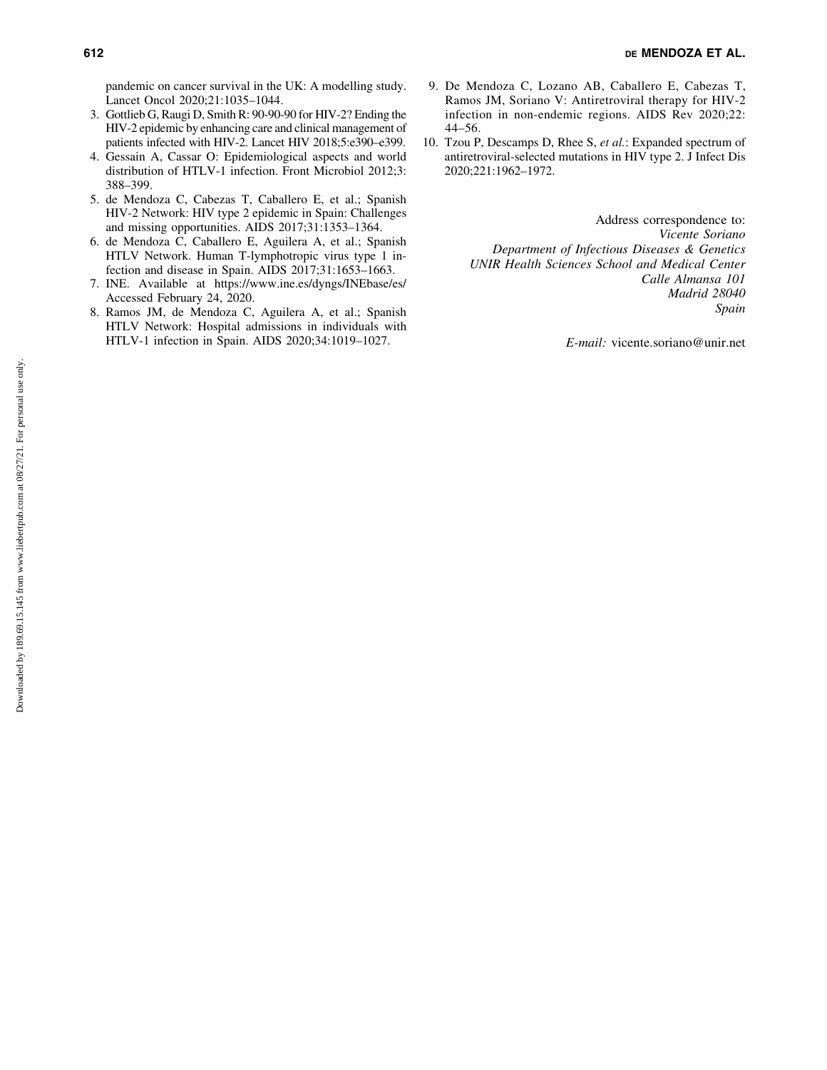pandemic on cancer survival in the UK: A modelling study. Lancet Oncol 2020;21:1035–1044.

3. Gottlieb G, Raugi D, Smith R: 90-90-90 for HIV-2? Ending the HIV-2 epidemic by enhancing care and clinical management of patients infected with HIV-2. Lancet HIV 2018;5:e390–e399.
4. Gessain A, Cassar O: Epidemiological aspects and world distribution of HTLV-1 infection. Front Microbiol 2012;3: 388–399.
5. de Mendoza C, Cabezas T, Caballero E, et al.; Spanish HIV-2 Network: HIV type 2 epidemic in Spain: Challenges and missing opportunities. AIDS 2017;31:1353–1364.
6. de Mendoza C, Caballero E, Aguilera A, et al.; Spanish HTLV Network. Human T-lymphotropic virus type 1 infection and disease in Spain. AIDS 2017;31:1653–1663.
7. INE. Available at https://www.ine.es/dyngs/INEbase/es/ Accessed February 24, 2020.
8. Ramos JM, de Mendoza C, Aguilera A, et al.; Spanish HTLV Network: Hospital admissions in individuals with HTLV-1 infection in Spain. AIDS 2020;34:1019–1027.
9. De Mendoza C, Lozano AB, Caballero E, Cabezas T, Ramos JM, Soriano V: Antiretroviral therapy for HIV-2 infection in non-endemic regions. AIDS Rev 2020;22: 44–56.
10. Tzou P, Descamps D, Rhee S, *et al.*: Expanded spectrum of antiretroviral-selected mutations in HIV type 2. J Infect Dis 2020;221:1962–1972.

Address correspondence to:
*Vicente Soriano*
*Department of Infectious Diseases & Genetics*
*UNIR Health Sciences School and Medical Center*
*Calle Almansa 101*
*Madrid 28040*
*Spain*

*E-mail:* vicente.soriano@unir.net